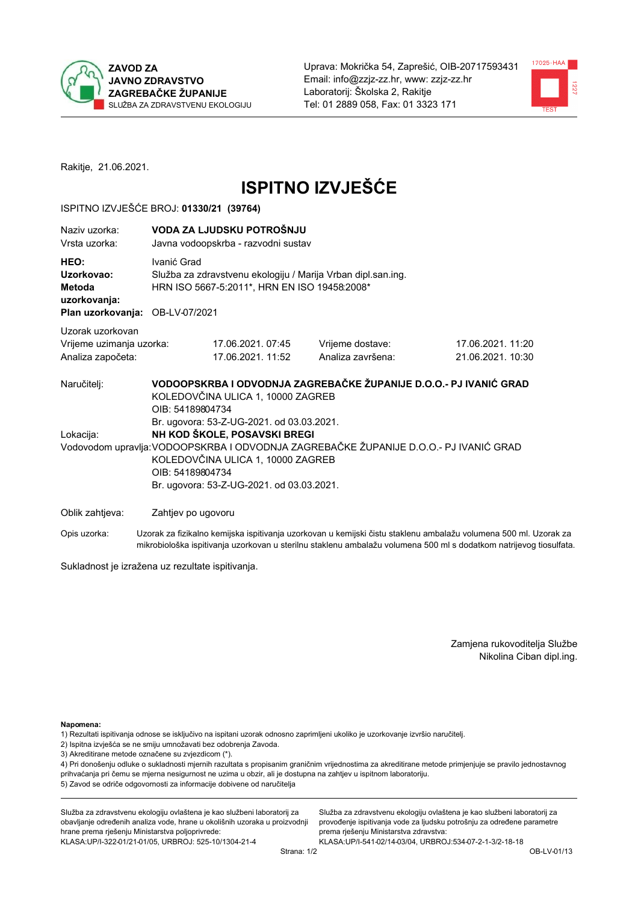**ZAVOD ZA JAVNO ZDRAVSTVO ZAGREBAČKE ŽUPANIJE**
SLUŽBA ZA ZDRAVSTVENU EKOLOGIJU

Uprava: Mokrička 54, Zaprešić, OIB-20717593431
Email: info@zzjz-zz.hr, www: zzjz-zz.hr
Laboratorij: Školska 2, Rakitje
Tel: 01 2889 058, Fax: 01 3323 171

Rakitje, 21.06.2021.

# ISPITNO IZVJEŠĆE

ISPITNO IZVJEŠĆE BROJ: **01330/21 (39764)**

| | |
|---|---|
| Naziv uzorka: | **VODA ZA LJUDSKU POTROŠNJU** |
| Vrsta uzorka: | Javna vodoopskrba - razvodni sustav |
| **HEO:** | Ivanić Grad |
| **Uzorkovao:** | Služba za zdravstvenu ekologiju / Marija Vrban dipl.san.ing. |
| **Metoda uzorkovanja:** | HRN ISO 5667-5:2011*, HRN EN ISO 19458:2008* |
| **Plan uzorkovanja:** | OB-LV-07/2021 |

Uzorak uzorkovan

| | | | |
|---|---|---|---|
| Vrijeme uzimanja uzorka: | 17.06.2021. 07:45 | Vrijeme dostave: | 17.06.2021. 11:20 |
| Analiza započeta: | 17.06.2021. 11:52 | Analiza završena: | 21.06.2021. 10:30 |

Naručitelj: **VODOOPSKRBA I ODVODNJA ZAGREBAČKE ŽUPANIJE D.O.O.- PJ IVANIĆ GRAD**
KOLEDOVČINA ULICA 1, 10000 ZAGREB
OIB: 54189804734
Br. ugovora: 53-Z-UG-2021. od 03.03.2021.

Lokacija: **NH KOD ŠKOLE, POSAVSKI BREGI**

Vodovodom upravlja: VODOOPSKRBA I ODVODNJA ZAGREBAČKE ŽUPANIJE D.O.O.- PJ IVANIĆ GRAD
KOLEDOVČINA ULICA 1, 10000 ZAGREB
OIB: 54189804734
Br. ugovora: 53-Z-UG-2021. od 03.03.2021.

Oblik zahtjeva: Zahtjev po ugovoru

Opis uzorka: Uzorak za fizikalno kemijska ispitivanja uzorkovan u kemijski čistu staklenu ambalažu volumena 500 ml. Uzorak za mikrobiološka ispitivanja uzorkovan u sterilnu staklenu ambalažu volumena 500 ml s dodatkom natrijevog tiosulfata.

Sukladnost je izražena uz rezultate ispitivanja.

Zamjena rukovoditelja Službe
Nikolina Ciban dipl.ing.

**Napomena:**
1) Rezultati ispitivanja odnose se isključivo na ispitani uzorak odnosno zaprimljeni ukoliko je uzorkovanje izvršio naručitelj.
2) Ispitna izvješća se ne smiju umnožavati bez odobrenja Zavoda.
3) Akreditirane metode označene su zvjezdicom (*).
4) Pri donošenju odluke o sukladnosti mjernih rezultata s propisanim graničnim vrijednostima za akreditirane metode primjenjuje se pravilo jednostavnog prihvaćanja pri čemu se mjerna nesigurnost ne uzima u obzir, ali je dostupna na zahtjev u ispitnom laboratoriju.
5) Zavod se odriče odgovornosti za informacije dobivene od naručitelja

Služba za zdravstvenu ekologiju ovlaštena je kao službeni laboratorij za obavljanje određenih analiza vode, hrane u okolišnih uzoraka u proizvodnji hrane prema rješenju Ministarstva poljoprivrede: KLASA:UP/I-322-01/21-01/05, URBROJ: 525-10/1304-21-4

Služba za zdravstvenu ekologiju ovlaštena je kao službeni laboratorij za provođenje ispitivanja vode za ljudsku potrošnju za određene parametre prema rješenju Ministarstva zdravstva: KLASA:UP/I-541-02/14-03/04, URBROJ:534-07-2-1-3/2-18-18

OB-LV-01/13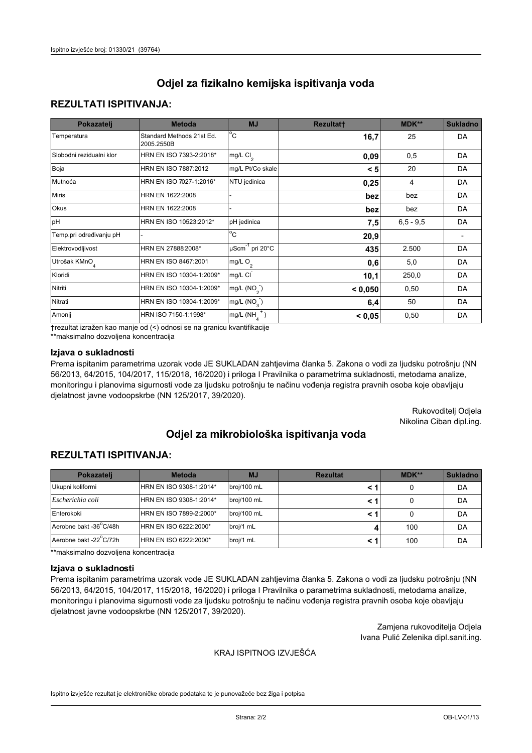# Odjel za fizikalno kemijska ispitivanja voda

## REZULTATI ISPITIVANJA:

| Pokazatelj | Metoda | MJ | Rezultat† | MDK** | Sukladno |
|---|---|---|---|---|---|
| Temperatura | Standard Methods 21st Ed. 2005.2550B | °C | **16,7** | 25 | DA |
| Slobodni rezidualni klor | HRN EN ISO 7393-2:2018* | mg/L $Cl_2$ | **0,09** | 0,5 | DA |
| Boja | HRN EN ISO 7887:2012 | mg/L Pt/Co skale | **< 5** | 20 | DA |
| Mutnoća | HRN EN ISO 7027-1:2016* | NTU jedinica | **0,25** | 4 | DA |
| Miris | HRN EN 1622:2008 | - | **bez** | bez | DA |
| Okus | HRN EN 1622:2008 | - | **bez** | bez | DA |
| pH | HRN EN ISO 10523:2012* | pH jedinica | **7,5** | 6,5 - 9,5 | DA |
| Temp.pri određivanju pH | - | °C | **20,9** | | - |
| Elektrovodljivost | HRN EN 27888:2008* | $\mu Scm^{-1}$ pri 20°C | **435** | 2.500 | DA |
| Utrošak $KMnO_4$ | HRN EN ISO 8467:2001 | mg/L $O_2$ | **0,6** | 5,0 | DA |
| Kloridi | HRN EN ISO 10304-1:2009* | mg/L $Cl^-$ | **10,1** | 250,0 | DA |
| Nitriti | HRN EN ISO 10304-1:2009* | mg/L $(NO_2^-)$ | **< 0,050** | 0,50 | DA |
| Nitrati | HRN EN ISO 10304-1:2009* | mg/L $(NO_3^-)$ | **6,4** | 50 | DA |
| Amonij | HRN ISO 7150-1:1998* | mg/L $(NH_4^+)$ | **< 0,05** | 0,50 | DA |

†rezultat izražen kao manje od (<) odnosi se na granicu kvantifikacije
**maksimalno dozvoljena koncentracija

### Izjava o sukladnosti

Prema ispitanim parametrima uzorak vode JE SUKLADAN zahtjevima članka 5. Zakona o vodi za ljudsku potrošnju (NN 56/2013, 64/2015, 104/2017, 115/2018, 16/2020) i priloga I Pravilnika o parametrima sukladnosti, metodama analize, monitoringu i planovima sigurnosti vode za ljudsku potrošnju te načinu vođenja registra pravnih osoba koje obavljaju djelatnost javne vodoopskrbe (NN 125/2017, 39/2020).

Rukovoditelj Odjela
Nikolina Ciban dipl.ing.

# Odjel za mikrobiološka ispitivanja voda

## REZULTATI ISPITIVANJA:

| Pokazatelj | Metoda | MJ | Rezultat | MDK** | Sukladno |
|---|---|---|---|---|---|
| Ukupni koliformi | HRN EN ISO 9308-1:2014* | broj/100 mL | **< 1** | 0 | DA |
| *Escherichia coli* | HRN EN ISO 9308-1:2014* | broj/100 mL | **< 1** | 0 | DA |
| Enterokoki | HRN EN ISO 7899-2:2000* | broj/100 mL | **< 1** | 0 | DA |
| Aerobne bakt -36°C/48h | HRN EN ISO 6222:2000* | broj/1 mL | **4** | 100 | DA |
| Aerobne bakt -22°C/72h | HRN EN ISO 6222:2000* | broj/1 mL | **< 1** | 100 | DA |

**maksimalno dozvoljena koncentracija

### Izjava o sukladnosti

Prema ispitanim parametrima uzorak vode JE SUKLADAN zahtjevima članka 5. Zakona o vodi za ljudsku potrošnju (NN 56/2013, 64/2015, 104/2017, 115/2018, 16/2020) i priloga I Pravilnika o parametrima sukladnosti, metodama analize, monitoringu i planovima sigurnosti vode za ljudsku potrošnju te načinu vođenja registra pravnih osoba koje obavljaju djelatnost javne vodoopskrbe (NN 125/2017, 39/2020).

Zamjena rukovoditelja Odjela
Ivana Pulić Zelenika dipl.sanit.ing.

KRAJ ISPITNOG IZVJEŠĆA

Ispitno izvješće rezultat je elektroničke obrade podataka te je punovažeće bez žiga i potpisa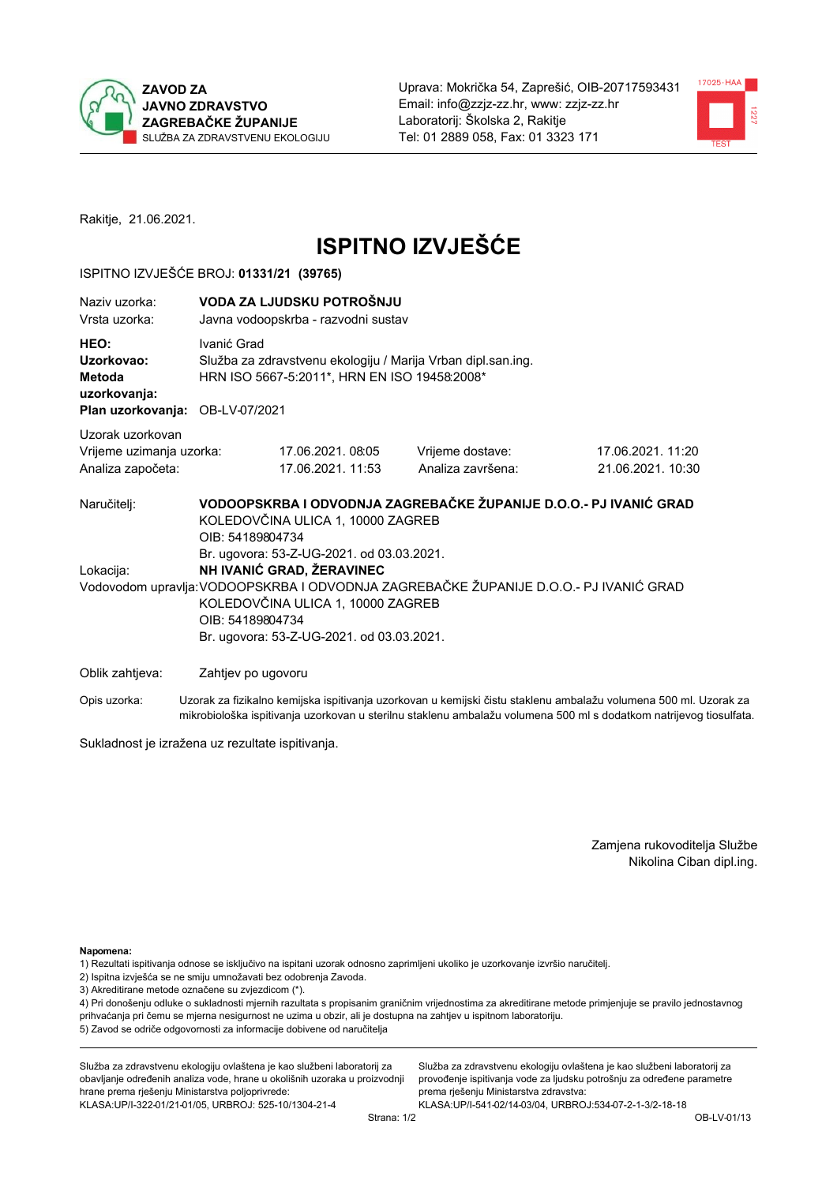ZAVOD ZA JAVNO ZDRAVSTVO ZAGREBAČKE ŽUPANIJE
SLUŽBA ZA ZDRAVSTVENU EKOLOGIJU

Uprava: Mokrička 54, Zaprešić, OIB-20717593431
Email: info@zzjz-zz.hr, www: zzjz-zz.hr
Laboratorij: Školska 2, Rakitje
Tel: 01 2889 058, Fax: 01 3323 171

Rakitje, 21.06.2021.

# ISPITNO IZVJEŠĆE

ISPITNO IZVJEŠĆE BROJ: **01331/21 (39765)**

| | |
|---|---|
| Naziv uzorka: | **VODA ZA LJUDSKU POTROŠNJU** |
| Vrsta uzorka: | Javna vodoopskrba - razvodni sustav |
| **HEO:** | Ivanić Grad |
| **Uzorkovao:** | Služba za zdravstvenu ekologiju / Marija Vrban dipl.san.ing. |
| **Metoda uzorkovanja:** | HRN ISO 5667-5:2011*, HRN EN ISO 19458:2008* |
| **Plan uzorkovanja:** | OB-LV-07/2021 |

Uzorak uzorkovan

| | | | |
|---|---|---|---|
| Vrijeme uzimanja uzorka: | 17.06.2021. 08:05 | Vrijeme dostave: | 17.06.2021. 11:20 |
| Analiza započeta: | 17.06.2021. 11:53 | Analiza završena: | 21.06.2021. 10:30 |

Naručitelj: **VODOOPSKRBA I ODVODNJA ZAGREBAČKE ŽUPANIJE D.O.O.- PJ IVANIĆ GRAD**
KOLEDOVČINA ULICA 1, 10000 ZAGREB
OIB: 54189804734
Br. ugovora: 53-Z-UG-2021. od 03.03.2021.

Lokacija: **NH IVANIĆ GRAD, ŽERAVINEC**

Vodovodom upravlja: VODOOPSKRBA I ODVODNJA ZAGREBAČKE ŽUPANIJE D.O.O.- PJ IVANIĆ GRAD
KOLEDOVČINA ULICA 1, 10000 ZAGREB
OIB: 54189804734
Br. ugovora: 53-Z-UG-2021. od 03.03.2021.

Oblik zahtjeva: Zahtjev po ugovoru

Opis uzorka: Uzorak za fizikalno kemijska ispitivanja uzorkovan u kemijski čistu staklenu ambalažu volumena 500 ml. Uzorak za mikrobiološka ispitivanja uzorkovan u sterilnu staklenu ambalažu volumena 500 ml s dodatkom natrijevog tiosulfata.

Sukladnost je izražena uz rezultate ispitivanja.

Zamjena rukovoditelja Službe
Nikolina Ciban dipl.ing.

**Napomena:**
1) Rezultati ispitivanja odnose se isključivo na ispitani uzorak odnosno zaprimljeni ukoliko je uzorkovanje izvršio naručitelj.
2) Ispitna izvješća se ne smiju umnožavati bez odobrenja Zavoda.
3) Akreditirane metode označene su zvjezdicom (*).
4) Pri donošenju odluke o sukladnosti mjernih rezultata s propisanim graničnim vrijednostima za akreditirane metode primjenjuje se pravilo jednostavnog prihvaćanja pri čemu se mjerna nesigurnost ne uzima u obzir, ali je dostupna na zahtjev u ispitnom laboratoriju.
5) Zavod se odriče odgovornosti za informacije dobivene od naručitelja

Služba za zdravstvenu ekologiju ovlaštena je kao službeni laboratorij za obavljanje određenih analiza vode, hrane u okolišnih uzoraka u proizvodnji hrane prema rješenju Ministarstva poljoprivrede:
KLASA:UP/I-322-01/21-01/05, URBROJ: 525-10/1304-21-4

Služba za zdravstvenu ekologiju ovlaštena je kao službeni laboratorij za provođenje ispitivanja vode za ljudsku potrošnju za određene parametre prema rješenju Ministarstva zdravstva:
KLASA:UP/I-541-02/14-03/04, URBROJ:534-07-2-1-3/2-18-18

OB-LV-01/13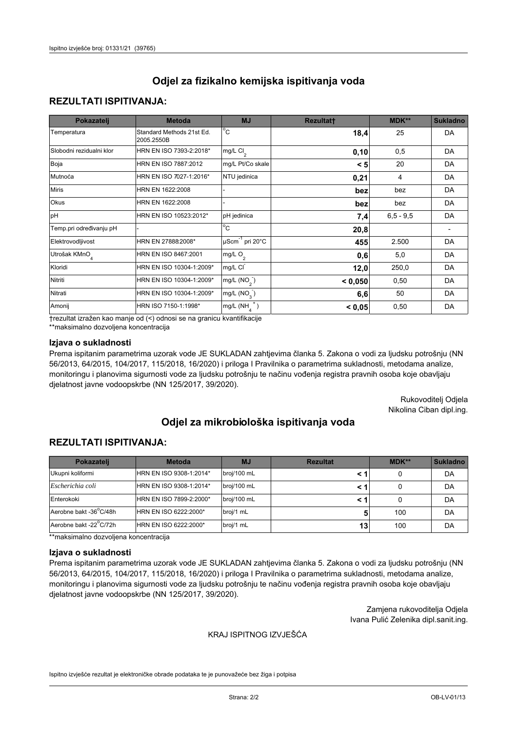# Odjel za fizikalno kemijska ispitivanja voda

## REZULTATI ISPITIVANJA:

| Pokazatelj | Metoda | MJ | Rezultat† | MDK** | Sukladno |
|---|---|---|---|---|---|
| Temperatura | Standard Methods 21st Ed. 2005.2550B | °C | **18,4** | 25 | DA |
| Slobodni rezidualni klor | HRN EN ISO 7393-2:2018* | mg/L $Cl_2$ | **0,10** | 0,5 | DA |
| Boja | HRN EN ISO 7887:2012 | mg/L Pt/Co skale | **< 5** | 20 | DA |
| Mutnoća | HRN EN ISO 7027-1:2016* | NTU jedinica | **0,21** | 4 | DA |
| Miris | HRN EN 1622:2008 | - | **bez** | bez | DA |
| Okus | HRN EN 1622:2008 | - | **bez** | bez | DA |
| pH | HRN EN ISO 10523:2012* | pH jedinica | **7,4** | 6,5 - 9,5 | DA |
| Temp.pri određivanju pH | - | °C | **20,8** | | - |
| Elektrovodljivost | HRN EN 27888:2008* | $\mu Scm^{-1}$ pri 20°C | **455** | 2.500 | DA |
| Utrošak $KMnO_4$ | HRN EN ISO 8467:2001 | mg/L $O_2$ | **0,6** | 5,0 | DA |
| Kloridi | HRN EN ISO 10304-1:2009* | mg/L $Cl^-$ | **12,0** | 250,0 | DA |
| Nitriti | HRN EN ISO 10304-1:2009* | mg/L ($NO_2^-$) | **< 0,050** | 0,50 | DA |
| Nitrati | HRN EN ISO 10304-1:2009* | mg/L ($NO_3^-$) | **6,6** | 50 | DA |
| Amonij | HRN ISO 7150-1:1998* | mg/L ($NH_4^+$) | **< 0,05** | 0,50 | DA |

†rezultat izražen kao manje od (<) odnosi se na granicu kvantifikacije

**maksimalno dozvoljena koncentracija

### Izjava o sukladnosti

Prema ispitanim parametrima uzorak vode JE SUKLADAN zahtjevima članka 5. Zakona o vodi za ljudsku potrošnju (NN 56/2013, 64/2015, 104/2017, 115/2018, 16/2020) i priloga I Pravilnika o parametrima sukladnosti, metodama analize, monitoringu i planovima sigurnosti vode za ljudsku potrošnju te načinu vođenja registra pravnih osoba koje obavljaju djelatnost javne vodoopskrbe (NN 125/2017, 39/2020).

Rukovoditelj Odjela
Nikolina Ciban dipl.ing.

# Odjel za mikrobiološka ispitivanja voda

## REZULTATI ISPITIVANJA:

| Pokazatelj | Metoda | MJ | Rezultat | MDK** | Sukladno |
|---|---|---|---|---|---|
| Ukupni koliformi | HRN EN ISO 9308-1:2014* | broj/100 mL | **< 1** | 0 | DA |
| *Escherichia coli* | HRN EN ISO 9308-1:2014* | broj/100 mL | **< 1** | 0 | DA |
| Enterokoki | HRN EN ISO 7899-2:2000* | broj/100 mL | **< 1** | 0 | DA |
| Aerobne bakt -36°C/48h | HRN EN ISO 6222:2000* | broj/1 mL | **5** | 100 | DA |
| Aerobne bakt -22°C/72h | HRN EN ISO 6222:2000* | broj/1 mL | **13** | 100 | DA |

**maksimalno dozvoljena koncentracija

### Izjava o sukladnosti

Prema ispitanim parametrima uzorak vode JE SUKLADAN zahtjevima članka 5. Zakona o vodi za ljudsku potrošnju (NN 56/2013, 64/2015, 104/2017, 115/2018, 16/2020) i priloga I Pravilnika o parametrima sukladnosti, metodama analize, monitoringu i planovima sigurnosti vode za ljudsku potrošnju te načinu vođenja registra pravnih osoba koje obavljaju djelatnost javne vodoopskrbe (NN 125/2017, 39/2020).

Zamjena rukovoditelja Odjela
Ivana Pulić Zelenika dipl.sanit.ing.

KRAJ ISPITNOG IZVJEŠĆA

Ispitno izvješće rezultat je elektroničke obrade podataka te je punovažeće bez žiga i potpisa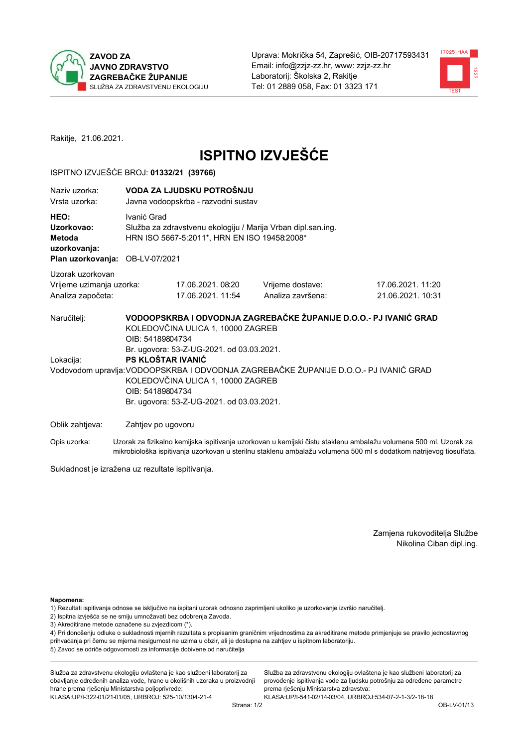**ZAVOD ZA JAVNO ZDRAVSTVO ZAGREBAČKE ŽUPANIJE**
SLUŽBA ZA ZDRAVSTVENU EKOLOGIJU

Uprava: Mokrička 54, Zaprešić, OIB-20717593431
Email: info@zzjz-zz.hr, www: zzjz-zz.hr
Laboratorij: Školska 2, Rakitje
Tel: 01 2889 058, Fax: 01 3323 171

Rakitje, 21.06.2021.

# ISPITNO IZVJEŠĆE

ISPITNO IZVJEŠĆE BROJ: **01332/21 (39766)**

Naziv uzorka: **VODA ZA LJUDSKU POTROŠNJU**
Vrsta uzorka: Javna vodoopskrba - razvodni sustav

**HEO:** Ivanić Grad
**Uzorkovao:** Služba za zdravstvenu ekologiju / Marija Vrban dipl.san.ing.
**Metoda uzorkovanja:** HRN ISO 5667-5:2011*, HRN EN ISO 19458:2008*
**Plan uzorkovanja:** OB-LV-07/2021

Uzorak uzorkovan

| | | | |
|---|---|---|---|
| Vrijeme uzimanja uzorka: | 17.06.2021. 08:20 | Vrijeme dostave: | 17.06.2021. 11:20 |
| Analiza započeta: | 17.06.2021. 11:54 | Analiza završena: | 21.06.2021. 10:31 |

Naručitelj: **VODOOPSKRBA I ODVODNJA ZAGREBAČKE ŽUPANIJE D.O.O.- PJ IVANIĆ GRAD**
KOLEDOVČINA ULICA 1, 10000 ZAGREB
OIB: 54189804734
Br. ugovora: 53-Z-UG-2021. od 03.03.2021.

Lokacija: **PS KLOŠTAR IVANIĆ**

Vodovodom upravlja: VODOOPSKRBA I ODVODNJA ZAGREBAČKE ŽUPANIJE D.O.O.- PJ IVANIĆ GRAD
KOLEDOVČINA ULICA 1, 10000 ZAGREB
OIB: 54189804734
Br. ugovora: 53-Z-UG-2021. od 03.03.2021.

Oblik zahtjeva: Zahtjev po ugovoru

Opis uzorka: Uzorak za fizikalno kemijska ispitivanja uzorkovan u kemijski čistu staklenu ambalažu volumena 500 ml. Uzorak za mikrobiološka ispitivanja uzorkovan u sterilnu staklenu ambalažu volumena 500 ml s dodatkom natrijevog tiosulfata.

Sukladnost je izražena uz rezultate ispitivanja.

Zamjena rukovoditelja Službe
Nikolina Ciban dipl.ing.

**Napomena:**
1) Rezultati ispitivanja odnose se isključivo na ispitani uzorak odnosno zaprimljeni ukoliko je uzorkovanje izvršio naručitelj.
2) Ispitna izvješća se ne smiju umnožavati bez odobrenja Zavoda.
3) Akreditirane metode označene su zvjezdicom (*).
4) Pri donošenju odluke o sukladnosti mjernih rezultata s propisanim graničnim vrijednostima za akreditirane metode primjenjuje se pravilo jednostavnog prihvaćanja pri čemu se mjerna nesigurnost ne uzima u obzir, ali je dostupna na zahtjev u ispitnom laboratoriju.
5) Zavod se odriče odgovornosti za informacije dobivene od naručitelja

Služba za zdravstvenu ekologiju ovlaštena je kao službeni laboratorij za obavljanje određenih analiza vode, hrane u okolišnih uzoraka u proizvodnji hrane prema rješenju Ministarstva poljoprivrede: KLASA:UP/I-322-01/21-01/05, URBROJ: 525-10/1304-21-4

Služba za zdravstvenu ekologiju ovlaštena je kao službeni laboratorij za provođenje ispitivanja vode za ljudsku potrošnju za određene parametre prema rješenju Ministarstva zdravstva: KLASA:UP/I-541-02/14-03/04, URBROJ:534-07-2-1-3/2-18-18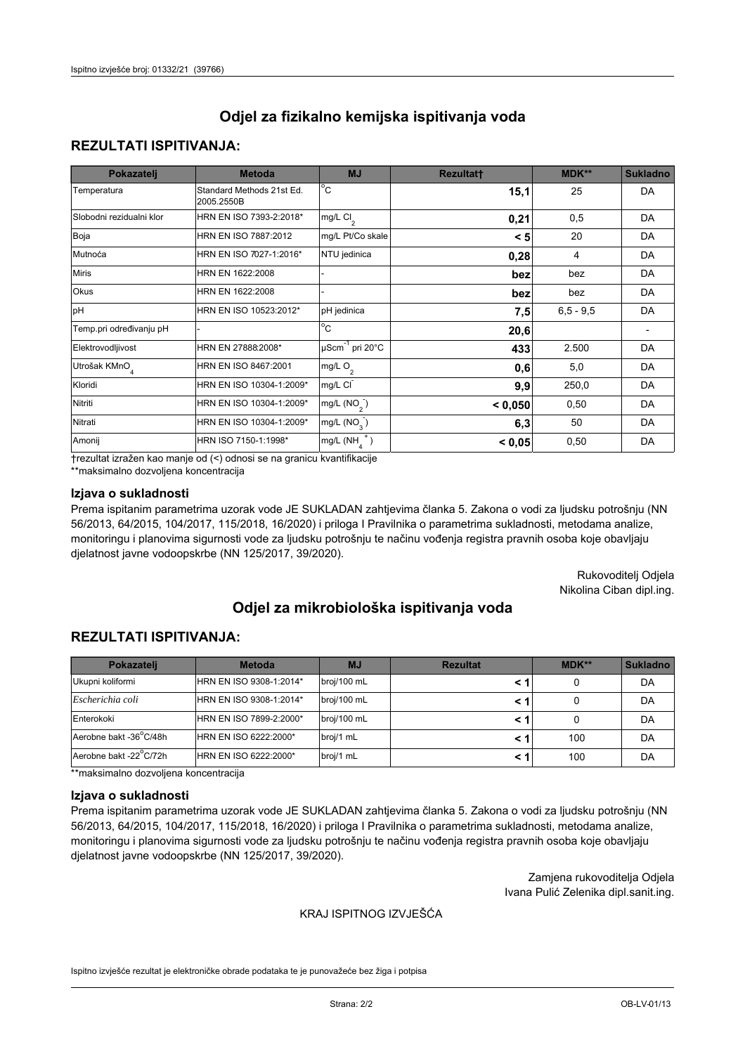## Odjel za fizikalno kemijska ispitivanja voda

### REZULTATI ISPITIVANJA:

| Pokazatelj | Metoda | MJ | Rezultat† | MDK** | Sukladno |
|---|---|---|---|---|---|
| Temperatura | Standard Methods 21st Ed. 2005.2550B | °C | **15,1** | 25 | DA |
| Slobodni rezidualni klor | HRN EN ISO 7393-2:2018* | mg/L $Cl_2$ | **0,21** | 0,5 | DA |
| Boja | HRN EN ISO 7887:2012 | mg/L Pt/Co skale | **< 5** | 20 | DA |
| Mutnoća | HRN EN ISO 7027-1:2016* | NTU jedinica | **0,28** | 4 | DA |
| Miris | HRN EN 1622:2008 | - | **bez** | bez | DA |
| Okus | HRN EN 1622:2008 | - | **bez** | bez | DA |
| pH | HRN EN ISO 10523:2012* | pH jedinica | **7,5** | 6,5 - 9,5 | DA |
| Temp.pri određivanju pH | - | °C | **20,6** | | - |
| Elektrovodljivost | HRN EN 27888:2008* | $\mu Scm^{-1}$ pri 20°C | **433** | 2.500 | DA |
| Utrošak $KMnO_4$ | HRN EN ISO 8467:2001 | mg/L $O_2$ | **0,6** | 5,0 | DA |
| Kloridi | HRN EN ISO 10304-1:2009* | mg/L $Cl^-$ | **9,9** | 250,0 | DA |
| Nitriti | HRN EN ISO 10304-1:2009* | mg/L $(NO_2^-)$ | **< 0,050** | 0,50 | DA |
| Nitrati | HRN EN ISO 10304-1:2009* | mg/L $(NO_3^-)$ | **6,3** | 50 | DA |
| Amonij | HRN ISO 7150-1:1998* | mg/L $(NH_4^+)$ | **< 0,05** | 0,50 | DA |

†rezultat izražen kao manje od (<) odnosi se na granicu kvantifikacije

**maksimalno dozvoljena koncentracija

### Izjava o sukladnosti

Prema ispitanim parametrima uzorak vode JE SUKLADAN zahtjevima članka 5. Zakona o vodi za ljudsku potrošnju (NN 56/2013, 64/2015, 104/2017, 115/2018, 16/2020) i priloga I Pravilnika o parametrima sukladnosti, metodama analize, monitoringu i planovima sigurnosti vode za ljudsku potrošnju te načinu vođenja registra pravnih osoba koje obavljaju djelatnost javne vodoopskrbe (NN 125/2017, 39/2020).

Rukovoditelj Odjela
Nikolina Ciban dipl.ing.

## Odjel za mikrobiološka ispitivanja voda

### REZULTATI ISPITIVANJA:

| Pokazatelj | Metoda | MJ | Rezultat | MDK** | Sukladno |
|---|---|---|---|---|---|
| Ukupni koliformi | HRN EN ISO 9308-1:2014* | broj/100 mL | **< 1** | 0 | DA |
| *Escherichia coli* | HRN EN ISO 9308-1:2014* | broj/100 mL | **< 1** | 0 | DA |
| Enterokoki | HRN EN ISO 7899-2:2000* | broj/100 mL | **< 1** | 0 | DA |
| Aerobne bakt -36°C/48h | HRN EN ISO 6222:2000* | broj/1 mL | **< 1** | 100 | DA |
| Aerobne bakt -22°C/72h | HRN EN ISO 6222:2000* | broj/1 mL | **< 1** | 100 | DA |

**maksimalno dozvoljena koncentracija

### Izjava o sukladnosti

Prema ispitanim parametrima uzorak vode JE SUKLADAN zahtjevima članka 5. Zakona o vodi za ljudsku potrošnju (NN 56/2013, 64/2015, 104/2017, 115/2018, 16/2020) i priloga I Pravilnika o parametrima sukladnosti, metodama analize, monitoringu i planovima sigurnosti vode za ljudsku potrošnju te načinu vođenja registra pravnih osoba koje obavljaju djelatnost javne vodoopskrbe (NN 125/2017, 39/2020).

Zamjena rukovoditelja Odjela
Ivana Pulić Zelenika dipl.sanit.ing.

KRAJ ISPITNOG IZVJEŠĆA

Ispitno izvješće rezultat je elektroničke obrade podataka te je punovažeće bez žiga i potpisa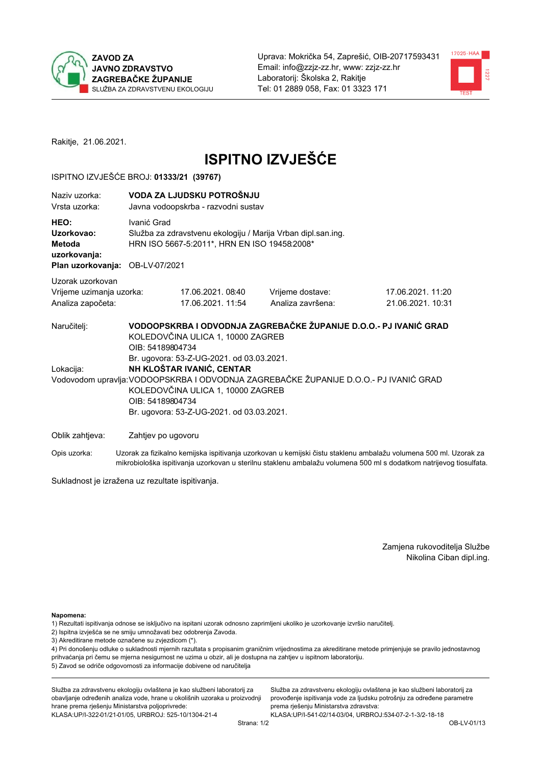ZAVOD ZA JAVNO ZDRAVSTVO ZAGREBAČKE ŽUPANIJE
SLUŽBA ZA ZDRAVSTVENU EKOLOGIJU

Uprava: Mokrička 54, Zaprešić, OIB-20717593431
Email: info@zzjz-zz.hr, www: zzjz-zz.hr
Laboratorij: Školska 2, Rakitje
Tel: 01 2889 058, Fax: 01 3323 171

Rakitje, 21.06.2021.

# ISPITNO IZVJEŠĆE

ISPITNO IZVJEŠĆE BROJ: **01333/21 (39767)**

| | |
|---|---|
| Naziv uzorka: | **VODA ZA LJUDSKU POTROŠNJU** |
| Vrsta uzorka: | Javna vodoopskrba - razvodni sustav |
| **HEO:** | Ivanić Grad |
| **Uzorkovao:** | Služba za zdravstvenu ekologiju / Marija Vrban dipl.san.ing. |
| **Metoda uzorkovanja:** | HRN ISO 5667-5:2011*, HRN EN ISO 19458:2008* |
| **Plan uzorkovanja:** | OB-LV-07/2021 |

Uzorak uzorkovan

| | | | |
|---|---|---|---|
| Vrijeme uzimanja uzorka: | 17.06.2021. 08:40 | Vrijeme dostave: | 17.06.2021. 11:20 |
| Analiza započeta: | 17.06.2021. 11:54 | Analiza završena: | 21.06.2021. 10:31 |

Naručitelj: **VODOOPSKRBA I ODVODNJA ZAGREBAČKE ŽUPANIJE D.O.O.- PJ IVANIĆ GRAD**
KOLEDOVČINA ULICA 1, 10000 ZAGREB
OIB: 54189804734
Br. ugovora: 53-Z-UG-2021. od 03.03.2021.

Lokacija: **NH KLOŠTAR IVANIĆ, CENTAR**

Vodovodom upravlja: VODOOPSKRBA I ODVODNJA ZAGREBAČKE ŽUPANIJE D.O.O.- PJ IVANIĆ GRAD
KOLEDOVČINA ULICA 1, 10000 ZAGREB
OIB: 54189804734
Br. ugovora: 53-Z-UG-2021. od 03.03.2021.

Oblik zahtjeva: Zahtjev po ugovoru

Opis uzorka: Uzorak za fizikalno kemijska ispitivanja uzorkovan u kemijski čistu staklenu ambalažu volumena 500 ml. Uzorak za mikrobiološka ispitivanja uzorkovan u sterilnu staklenu ambalažu volumena 500 ml s dodatkom natrijevog tiosulfata.

Sukladnost je izražena uz rezultate ispitivanja.

Zamjena rukovoditelja Službe
Nikolina Ciban dipl.ing.

**Napomena:**
1) Rezultati ispitivanja odnose se isključivo na ispitani uzorak odnosno zaprimljeni ukoliko je uzorkovanje izvršio naručitelj.
2) Ispitna izvješća se ne smiju umnožavati bez odobrenja Zavoda.
3) Akreditirane metode označene su zvjezdicom (*).
4) Pri donošenju odluke o sukladnosti mjernih rezultata s propisanim graničnim vrijednostima za akreditirane metode primjenjuje se pravilo jednostavnog prihvaćanja pri čemu se mjerna nesigurnost ne uzima u obzir, ali je dostupna na zahtjev u ispitnom laboratoriju.
5) Zavod se odriče odgovornosti za informacije dobivene od naručitelja

Služba za zdravstvenu ekologiju ovlaštena je kao službeni laboratorij za obavljanje određenih analiza vode, hrane u okolišnih uzoraka u proizvodnji hrane prema rješenju Ministarstva poljoprivrede:
KLASA:UP/I-322-01/21-01/05, URBROJ: 525-10/1304-21-4

Služba za zdravstvenu ekologiju ovlaštena je kao službeni laboratorij za provođenje ispitivanja vode za ljudsku potrošnju za određene parametre prema rješenju Ministarstva zdravstva:
KLASA:UP/I-541-02/14-03/04, URBROJ:534-07-2-1-3/2-18-18

OB-LV-01/13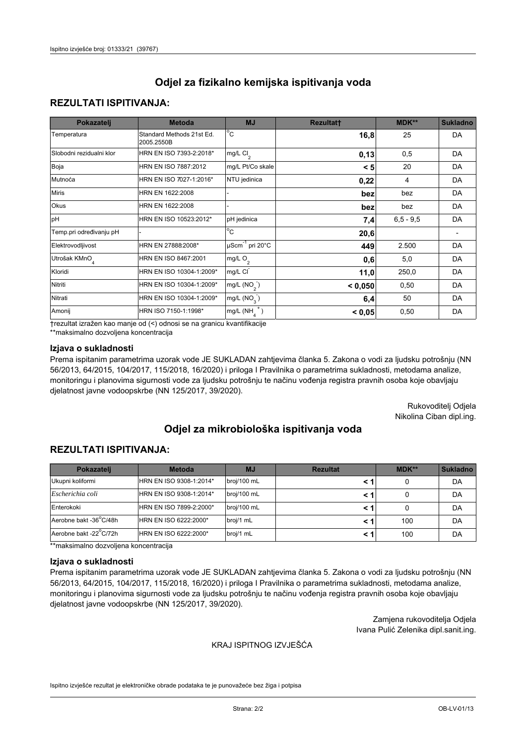## Odjel za fizikalno kemijska ispitivanja voda

### REZULTATI ISPITIVANJA:

| Pokazatelj | Metoda | MJ | Rezultat† | MDK** | Sukladno |
|---|---|---|---|---|---|
| Temperatura | Standard Methods 21st Ed. 2005.2550B | °C | **16,8** | 25 | DA |
| Slobodni rezidualni klor | HRN EN ISO 7393-2:2018* | mg/L $Cl_2$ | **0,13** | 0,5 | DA |
| Boja | HRN EN ISO 7887:2012 | mg/L Pt/Co skale | **< 5** | 20 | DA |
| Mutnoća | HRN EN ISO 7027-1:2016* | NTU jedinica | **0,22** | 4 | DA |
| Miris | HRN EN 1622:2008 | - | **bez** | bez | DA |
| Okus | HRN EN 1622:2008 | - | **bez** | bez | DA |
| pH | HRN EN ISO 10523:2012* | pH jedinica | **7,4** | 6,5 - 9,5 | DA |
| Temp.pri određivanju pH | - | °C | **20,6** | | - |
| Elektrovodljivost | HRN EN 27888:2008* | $\mu Scm^{-1}$ pri 20°C | **449** | 2.500 | DA |
| Utrošak $KMnO_4$ | HRN EN ISO 8467:2001 | mg/L $O_2$ | **0,6** | 5,0 | DA |
| Kloridi | HRN EN ISO 10304-1:2009* | mg/L $Cl^-$ | **11,0** | 250,0 | DA |
| Nitriti | HRN EN ISO 10304-1:2009* | mg/L $(NO_2^-)$ | **< 0,050** | 0,50 | DA |
| Nitrati | HRN EN ISO 10304-1:2009* | mg/L $(NO_3^-)$ | **6,4** | 50 | DA |
| Amonij | HRN ISO 7150-1:1998* | mg/L $(NH_4^+)$ | **< 0,05** | 0,50 | DA |

†rezultat izražen kao manje od (<) odnosi se na granicu kvantifikacije
**maksimalno dozvoljena koncentracija

### Izjava o sukladnosti

Prema ispitanim parametrima uzorak vode JE SUKLADAN zahtjevima članka 5. Zakona o vodi za ljudsku potrošnju (NN 56/2013, 64/2015, 104/2017, 115/2018, 16/2020) i priloga I Pravilnika o parametrima sukladnosti, metodama analize, monitoringu i planovima sigurnosti vode za ljudsku potrošnju te načinu vođenja registra pravnih osoba koje obavljaju djelatnost javne vodoopskrbe (NN 125/2017, 39/2020).

Rukovoditelj Odjela
Nikolina Ciban dipl.ing.

## Odjel za mikrobiološka ispitivanja voda

### REZULTATI ISPITIVANJA:

| Pokazatelj | Metoda | MJ | Rezultat | MDK** | Sukladno |
|---|---|---|---|---|---|
| Ukupni koliformi | HRN EN ISO 9308-1:2014* | broj/100 mL | **< 1** | 0 | DA |
| *Escherichia coli* | HRN EN ISO 9308-1:2014* | broj/100 mL | **< 1** | 0 | DA |
| Enterokoki | HRN EN ISO 7899-2:2000* | broj/100 mL | **< 1** | 0 | DA |
| Aerobne bakt -36°C/48h | HRN EN ISO 6222:2000* | broj/1 mL | **< 1** | 100 | DA |
| Aerobne bakt -22°C/72h | HRN EN ISO 6222:2000* | broj/1 mL | **< 1** | 100 | DA |

**maksimalno dozvoljena koncentracija

### Izjava o sukladnosti

Prema ispitanim parametrima uzorak vode JE SUKLADAN zahtjevima članka 5. Zakona o vodi za ljudsku potrošnju (NN 56/2013, 64/2015, 104/2017, 115/2018, 16/2020) i priloga I Pravilnika o parametrima sukladnosti, metodama analize, monitoringu i planovima sigurnosti vode za ljudsku potrošnju te načinu vođenja registra pravnih osoba koje obavljaju djelatnost javne vodoopskrbe (NN 125/2017, 39/2020).

Zamjena rukovoditelja Odjela
Ivana Pulić Zelenika dipl.sanit.ing.

KRAJ ISPITNOG IZVJEŠĆA

Ispitno izvješće rezultat je elektroničke obrade podataka te je punovažeće bez žiga i potpisa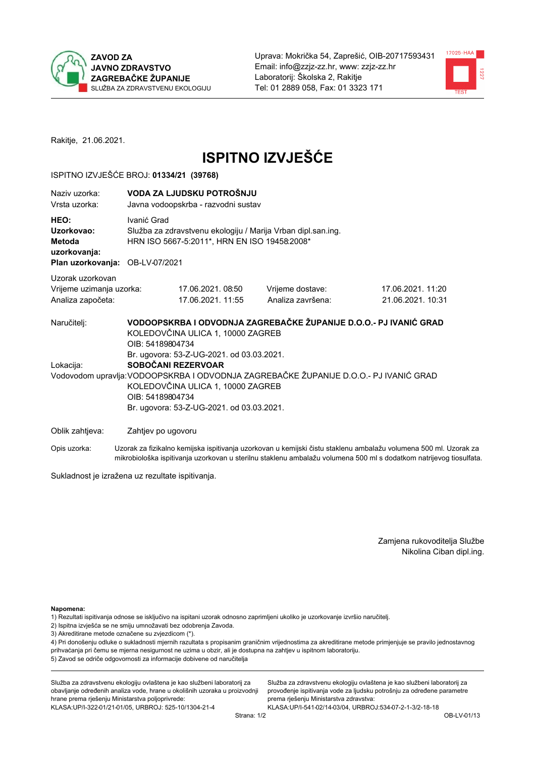ZAVOD ZA JAVNO ZDRAVSTVO ZAGREBAČKE ŽUPANIJE
SLUŽBA ZA ZDRAVSTVENU EKOLOGIJU

Uprava: Mokrička 54, Zaprešić, OIB-20717593431
Email: info@zzjz-zz.hr, www: zzjz-zz.hr
Laboratorij: Školska 2, Rakitje
Tel: 01 2889 058, Fax: 01 3323 171

Rakitje, 21.06.2021.

# ISPITNO IZVJEŠĆE

ISPITNO IZVJEŠĆE BROJ: **01334/21 (39768)**

| | |
|---|---|
| Naziv uzorka: | **VODA ZA LJUDSKU POTROŠNJU** |
| Vrsta uzorka: | Javna vodoopskrba - razvodni sustav |
| **HEO:** | Ivanić Grad |
| **Uzorkovao:** | Služba za zdravstvenu ekologiju / Marija Vrban dipl.san.ing. |
| **Metoda uzorkovanja:** | HRN ISO 5667-5:2011*, HRN EN ISO 19458:2008* |
| **Plan uzorkovanja:** | OB-LV-07/2021 |

Uzorak uzorkovan

| | | | |
|---|---|---|---|
| Vrijeme uzimanja uzorka: | 17.06.2021. 08:50 | Vrijeme dostave: | 17.06.2021. 11:20 |
| Analiza započeta: | 17.06.2021. 11:55 | Analiza završena: | 21.06.2021. 10:31 |

Naručitelj: **VODOOPSKRBA I ODVODNJA ZAGREBAČKE ŽUPANIJE D.O.O.- PJ IVANIĆ GRAD**
KOLEDOVČINA ULICA 1, 10000 ZAGREB
OIB: 54189804734
Br. ugovora: 53-Z-UG-2021. od 03.03.2021.

Lokacija: **SOBOČANI REZERVOAR**

Vodovodom upravlja: VODOOPSKRBA I ODVODNJA ZAGREBAČKE ŽUPANIJE D.O.O.- PJ IVANIĆ GRAD
KOLEDOVČINA ULICA 1, 10000 ZAGREB
OIB: 54189804734
Br. ugovora: 53-Z-UG-2021. od 03.03.2021.

Oblik zahtjeva: Zahtjev po ugovoru

Opis uzorka: Uzorak za fizikalno kemijska ispitivanja uzorkovan u kemijski čistu staklenu ambalažu volumena 500 ml. Uzorak za mikrobiološka ispitivanja uzorkovan u sterilnu staklenu ambalažu volumena 500 ml s dodatkom natrijevog tiosulfata.

Sukladnost je izražena uz rezultate ispitivanja.

Zamjena rukovoditelja Službe
Nikolina Ciban dipl.ing.

**Napomena:**
1) Rezultati ispitivanja odnose se isključivo na ispitani uzorak odnosno zaprimljeni ukoliko je uzorkovanje izvršio naručitelj.
2) Ispitna izvješća se ne smiju umnožavati bez odobrenja Zavoda.
3) Akreditirane metode označene su zvjezdicom (*).
4) Pri donošenju odluke o sukladnosti mjernih rezultata s propisanim graničnim vrijednostima za akreditirane metode primjenjuje se pravilo jednostavnog prihvaćanja pri čemu se mjerna nesigurnost ne uzima u obzir, ali je dostupna na zahtjev u ispitnom laboratoriju.
5) Zavod se odriče odgovornosti za informacije dobivene od naručitelja

Služba za zdravstvenu ekologiju ovlaštena je kao službeni laboratorij za obavljanje određenih analiza vode, hrane u okolišnih uzoraka u proizvodnji hrane prema rješenju Ministarstva poljoprivrede: KLASA:UP/I-322-01/21-01/05, URBROJ: 525-10/1304-21-4

Služba za zdravstvenu ekologiju ovlaštena je kao službeni laboratorij za provođenje ispitivanja vode za ljudsku potrošnju za određene parametre prema rješenju Ministarstva zdravstva: KLASA:UP/I-541-02/14-03/04, URBROJ:534-07-2-1-3/2-18-18

OB-LV-01/13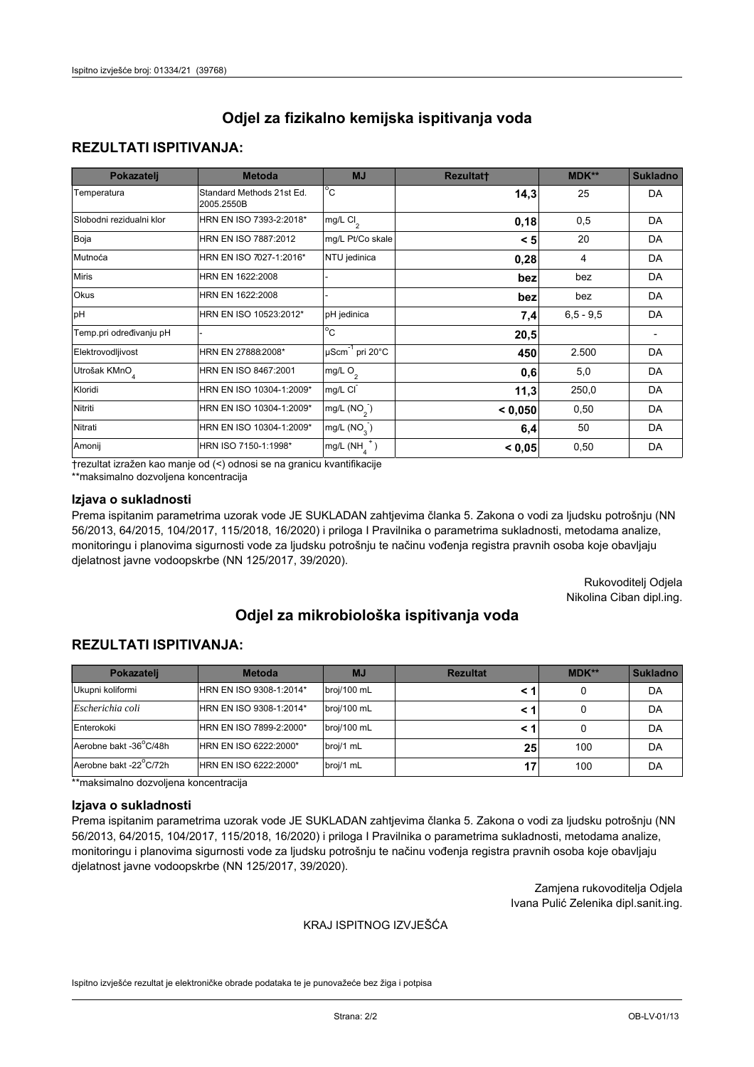# Odjel za fizikalno kemijska ispitivanja voda

## REZULTATI ISPITIVANJA:

| Pokazatelj | Metoda | MJ | Rezultat† | MDK** | Sukladno |
|---|---|---|---|---|---|
| Temperatura | Standard Methods 21st Ed. 2005.2550B | °C | **14,3** | 25 | DA |
| Slobodni rezidualni klor | HRN EN ISO 7393-2:2018* | mg/L $Cl_2$ | **0,18** | 0,5 | DA |
| Boja | HRN EN ISO 7887:2012 | mg/L Pt/Co skale | **< 5** | 20 | DA |
| Mutnoća | HRN EN ISO 7027-1:2016* | NTU jedinica | **0,28** | 4 | DA |
| Miris | HRN EN 1622:2008 | - | **bez** | bez | DA |
| Okus | HRN EN 1622:2008 | - | **bez** | bez | DA |
| pH | HRN EN ISO 10523:2012* | pH jedinica | **7,4** | 6,5 - 9,5 | DA |
| Temp.pri određivanju pH | - | °C | **20,5** | | - |
| Elektrovodljivost | HRN EN 27888:2008* | $\mu Scm^{-1}$ pri 20°C | **450** | 2.500 | DA |
| Utrošak $KMnO_4$ | HRN EN ISO 8467:2001 | mg/L $O_2$ | **0,6** | 5,0 | DA |
| Kloridi | HRN EN ISO 10304-1:2009* | mg/L $Cl^-$ | **11,3** | 250,0 | DA |
| Nitriti | HRN EN ISO 10304-1:2009* | mg/L $(NO_2^-)$ | **< 0,050** | 0,50 | DA |
| Nitrati | HRN EN ISO 10304-1:2009* | mg/L $(NO_3^-)$ | **6,4** | 50 | DA |
| Amonij | HRN ISO 7150-1:1998* | mg/L $(NH_4^+)$ | **< 0,05** | 0,50 | DA |

†rezultat izražen kao manje od (<) odnosi se na granicu kvantifikacije

**maksimalno dozvoljena koncentracija

### Izjava o sukladnosti

Prema ispitanim parametrima uzorak vode JE SUKLADAN zahtjevima članka 5. Zakona o vodi za ljudsku potrošnju (NN 56/2013, 64/2015, 104/2017, 115/2018, 16/2020) i priloga I Pravilnika o parametrima sukladnosti, metodama analize, monitoringu i planovima sigurnosti vode za ljudsku potrošnju te načinu vođenja registra pravnih osoba koje obavljaju djelatnost javne vodoopskrbe (NN 125/2017, 39/2020).

Rukovoditelj Odjela
Nikolina Ciban dipl.ing.

# Odjel za mikrobiološka ispitivanja voda

## REZULTATI ISPITIVANJA:

| Pokazatelj | Metoda | MJ | Rezultat | MDK** | Sukladno |
|---|---|---|---|---|---|
| Ukupni koliformi | HRN EN ISO 9308-1:2014* | broj/100 mL | **< 1** | 0 | DA |
| *Escherichia coli* | HRN EN ISO 9308-1:2014* | broj/100 mL | **< 1** | 0 | DA |
| Enterokoki | HRN EN ISO 7899-2:2000* | broj/100 mL | **< 1** | 0 | DA |
| Aerobne bakt -36°C/48h | HRN EN ISO 6222:2000* | broj/1 mL | **25** | 100 | DA |
| Aerobne bakt -22°C/72h | HRN EN ISO 6222:2000* | broj/1 mL | **17** | 100 | DA |

**maksimalno dozvoljena koncentracija

### Izjava o sukladnosti

Prema ispitanim parametrima uzorak vode JE SUKLADAN zahtjevima članka 5. Zakona o vodi za ljudsku potrošnju (NN 56/2013, 64/2015, 104/2017, 115/2018, 16/2020) i priloga I Pravilnika o parametrima sukladnosti, metodama analize, monitoringu i planovima sigurnosti vode za ljudsku potrošnju te načinu vođenja registra pravnih osoba koje obavljaju djelatnost javne vodoopskrbe (NN 125/2017, 39/2020).

Zamjena rukovoditelja Odjela
Ivana Pulić Zelenika dipl.sanit.ing.

KRAJ ISPITNOG IZVJEŠĆA

Ispitno izvješće rezultat je elektroničke obrade podataka te je punovažeće bez žiga i potpisa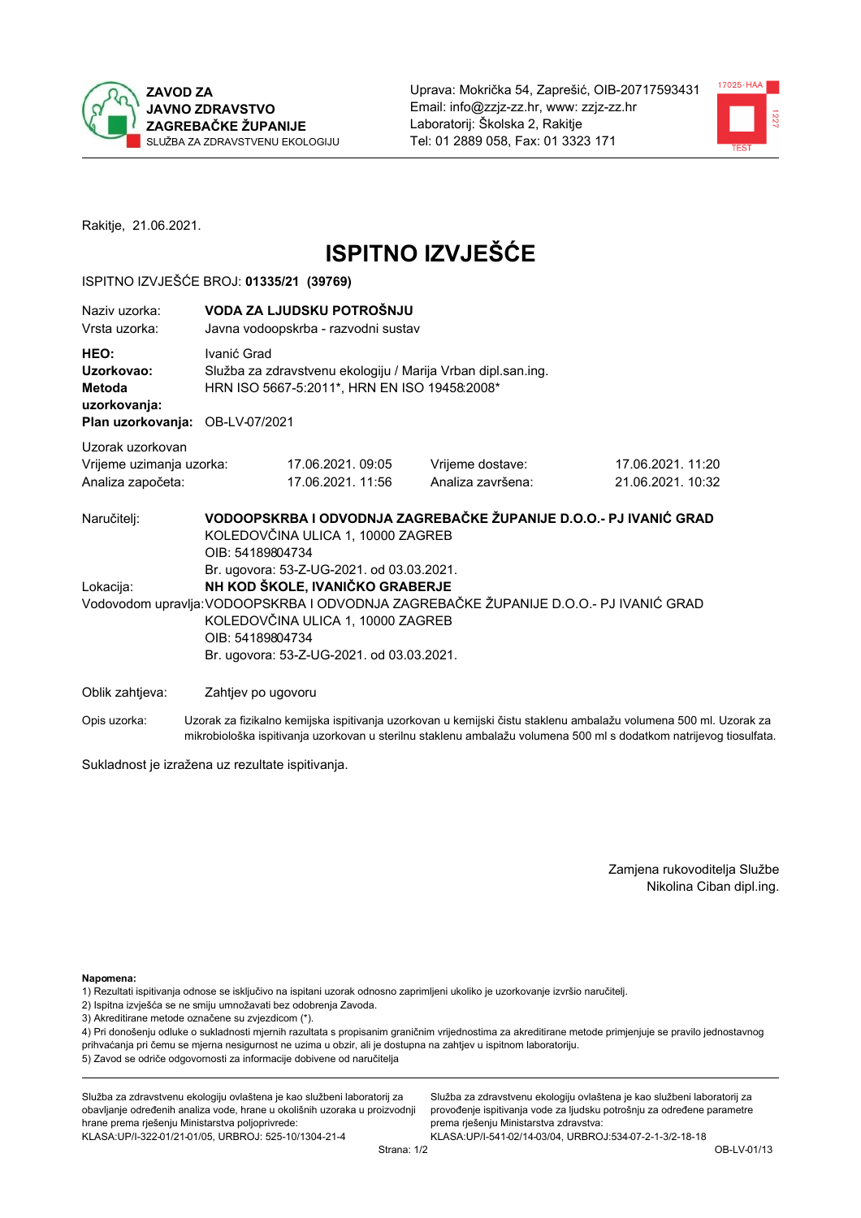ZAVOD ZA JAVNO ZDRAVSTVO ZAGREBAČKE ŽUPANIJE
SLUŽBA ZA ZDRAVSTVENU EKOLOGIJU

Uprava: Mokrička 54, Zaprešić, OIB-20717593431
Email: info@zzjz-zz.hr, www: zzjz-zz.hr
Laboratorij: Školska 2, Rakitje
Tel: 01 2889 058, Fax: 01 3323 171

Rakitje, 21.06.2021.

# ISPITNO IZVJEŠĆE

ISPITNO IZVJEŠĆE BROJ: **01335/21 (39769)**

| | |
|---|---|
| Naziv uzorka: | **VODA ZA LJUDSKU POTROŠNJU** |
| Vrsta uzorka: | Javna vodoopskrba - razvodni sustav |
| **HEO:** | Ivanić Grad |
| **Uzorkovao:** | Služba za zdravstvenu ekologiju / Marija Vrban dipl.san.ing. |
| **Metoda uzorkovanja:** | HRN ISO 5667-5:2011*, HRN EN ISO 19458:2008* |
| **Plan uzorkovanja:** | OB-LV-07/2021 |

Uzorak uzorkovan

| | | | |
|---|---|---|---|
| Vrijeme uzimanja uzorka: | 17.06.2021. 09:05 | Vrijeme dostave: | 17.06.2021. 11:20 |
| Analiza započeta: | 17.06.2021. 11:56 | Analiza završena: | 21.06.2021. 10:32 |

Naručitelj: **VODOOPSKRBA I ODVODNJA ZAGREBAČKE ŽUPANIJE D.O.O.- PJ IVANIĆ GRAD**
KOLEDOVČINA ULICA 1, 10000 ZAGREB
OIB: 54189804734
Br. ugovora: 53-Z-UG-2021. od 03.03.2021.

Lokacija: **NH KOD ŠKOLE, IVANIČKO GRABERJE**

Vodovodom upravlja: VODOOPSKRBA I ODVODNJA ZAGREBAČKE ŽUPANIJE D.O.O.- PJ IVANIĆ GRAD
KOLEDOVČINA ULICA 1, 10000 ZAGREB
OIB: 54189804734
Br. ugovora: 53-Z-UG-2021. od 03.03.2021.

Oblik zahtjeva: Zahtjev po ugovoru

Opis uzorka: Uzorak za fizikalno kemijska ispitivanja uzorkovan u kemijski čistu staklenu ambalažu volumena 500 ml. Uzorak za mikrobiološka ispitivanja uzorkovan u sterilnu staklenu ambalažu volumena 500 ml s dodatkom natrijevog tiosulfata.

Sukladnost je izražena uz rezultate ispitivanja.

Zamjena rukovoditelja Službe
Nikolina Ciban dipl.ing.

**Napomena:**
1) Rezultati ispitivanja odnose se isključivo na ispitani uzorak odnosno zaprimljeni ukoliko je uzorkovanje izvršio naručitelj.
2) Ispitna izvješća se ne smiju umnožavati bez odobrenja Zavoda.
3) Akreditirane metode označene su zvjezdicom (*).
4) Pri donošenju odluke o sukladnosti mjernih rezultata s propisanim graničnim vrijednostima za akreditirane metode primjenjuje se pravilo jednostavnog prihvaćanja pri čemu se mjerna nesigurnost ne uzima u obzir, ali je dostupna na zahtjev u ispitnom laboratoriju.
5) Zavod se odriče odgovornosti za informacije dobivene od naručitelja

Služba za zdravstvenu ekologiju ovlaštena je kao službeni laboratorij za obavljanje određenih analiza vode, hrane u okolišnih uzoraka u proizvodnji hrane prema rješenju Ministarstva poljoprivrede:
KLASA:UP/I-322-01/21-01/05, URBROJ: 525-10/1304-21-4

Služba za zdravstvenu ekologiju ovlaštena je kao službeni laboratorij za provođenje ispitivanja vode za ljudsku potrošnju za određene parametre prema rješenju Ministarstva zdravstva:
KLASA:UP/I-541-02/14-03/04, URBROJ:534-07-2-1-3/2-18-18

OB-LV-01/13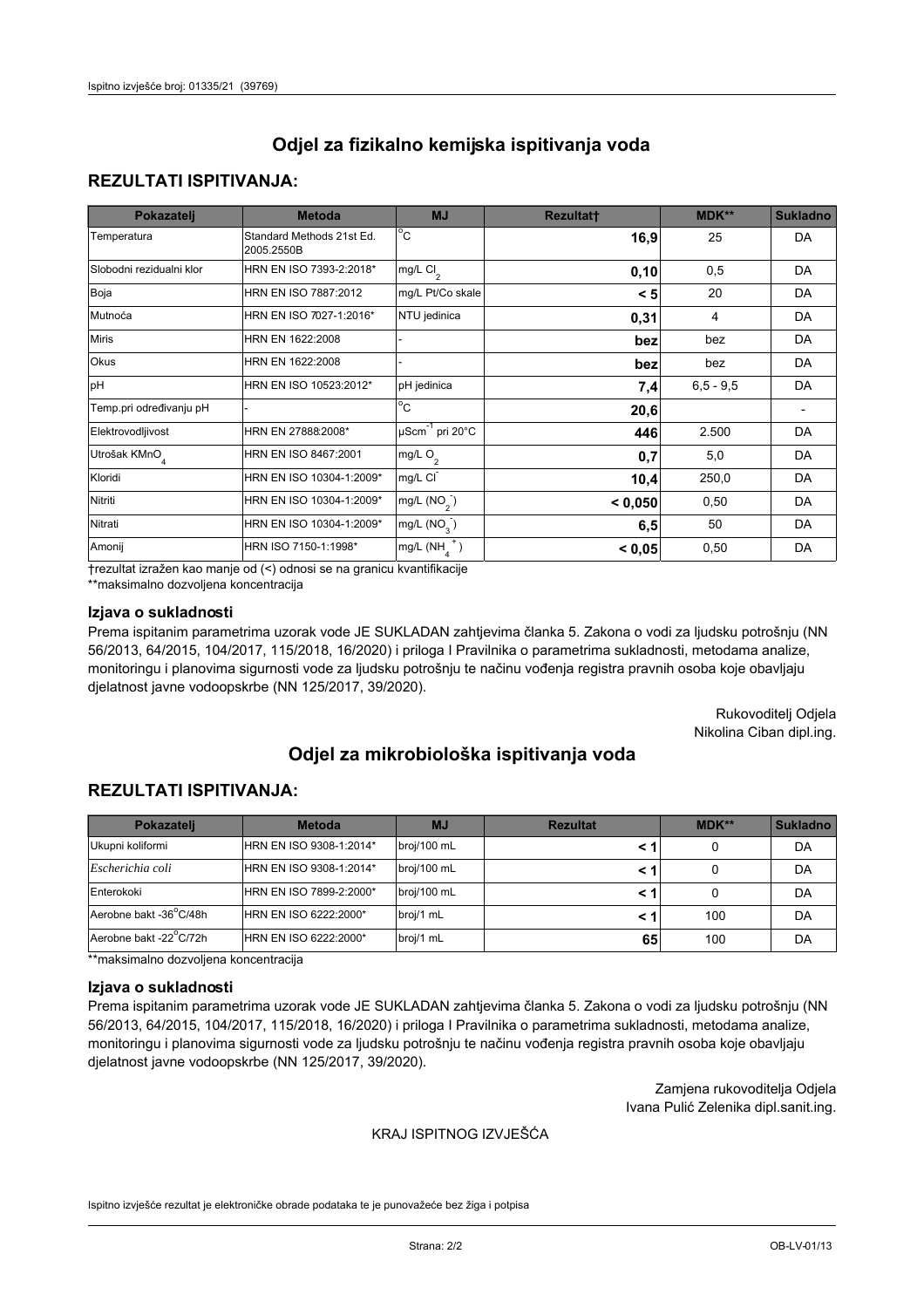# Odjel za fizikalno kemijska ispitivanja voda

## REZULTATI ISPITIVANJA:

| Pokazatelj | Metoda | MJ | Rezultat† | MDK** | Sukladno |
|---|---|---|---|---|---|
| Temperatura | Standard Methods 21st Ed. 2005.2550B | °C | **16,9** | 25 | DA |
| Slobodni rezidualni klor | HRN EN ISO 7393-2:2018* | mg/L $Cl_2$ | **0,10** | 0,5 | DA |
| Boja | HRN EN ISO 7887:2012 | mg/L Pt/Co skale | **< 5** | 20 | DA |
| Mutnoća | HRN EN ISO 7027-1:2016* | NTU jedinica | **0,31** | 4 | DA |
| Miris | HRN EN 1622:2008 | - | **bez** | bez | DA |
| Okus | HRN EN 1622:2008 | - | **bez** | bez | DA |
| pH | HRN EN ISO 10523:2012* | pH jedinica | **7,4** | 6,5 - 9,5 | DA |
| Temp.pri određivanju pH | - | °C | **20,6** | | - |
| Elektrovodljivost | HRN EN 27888:2008* | $\mu Scm^{-1}$ pri 20°C | **446** | 2.500 | DA |
| Utrošak $KMnO_4$ | HRN EN ISO 8467:2001 | mg/L $O_2$ | **0,7** | 5,0 | DA |
| Kloridi | HRN EN ISO 10304-1:2009* | mg/L $Cl^-$ | **10,4** | 250,0 | DA |
| Nitriti | HRN EN ISO 10304-1:2009* | mg/L $(NO_2^-)$ | **< 0,050** | 0,50 | DA |
| Nitrati | HRN EN ISO 10304-1:2009* | mg/L $(NO_3^-)$ | **6,5** | 50 | DA |
| Amonij | HRN ISO 7150-1:1998* | mg/L $(NH_4^+)$ | **< 0,05** | 0,50 | DA |

†rezultat izražen kao manje od (<) odnosi se na granicu kvantifikacije

**maksimalno dozvoljena koncentracija

### Izjava o sukladnosti

Prema ispitanim parametrima uzorak vode JE SUKLADAN zahtjevima članka 5. Zakona o vodi za ljudsku potrošnju (NN 56/2013, 64/2015, 104/2017, 115/2018, 16/2020) i priloga I Pravilnika o parametrima sukladnosti, metodama analize, monitoringu i planovima sigurnosti vode za ljudsku potrošnju te načinu vođenja registra pravnih osoba koje obavljaju djelatnost javne vodoopskrbe (NN 125/2017, 39/2020).

Rukovoditelj Odjela
Nikolina Ciban dipl.ing.

# Odjel za mikrobiološka ispitivanja voda

## REZULTATI ISPITIVANJA:

| Pokazatelj | Metoda | MJ | Rezultat | MDK** | Sukladno |
|---|---|---|---|---|---|
| Ukupni koliformi | HRN EN ISO 9308-1:2014* | broj/100 mL | **< 1** | 0 | DA |
| *Escherichia coli* | HRN EN ISO 9308-1:2014* | broj/100 mL | **< 1** | 0 | DA |
| Enterokoki | HRN EN ISO 7899-2:2000* | broj/100 mL | **< 1** | 0 | DA |
| Aerobne bakt -36°C/48h | HRN EN ISO 6222:2000* | broj/1 mL | **< 1** | 100 | DA |
| Aerobne bakt -22°C/72h | HRN EN ISO 6222:2000* | broj/1 mL | **65** | 100 | DA |

**maksimalno dozvoljena koncentracija

### Izjava o sukladnosti

Prema ispitanim parametrima uzorak vode JE SUKLADAN zahtjevima članka 5. Zakona o vodi za ljudsku potrošnju (NN 56/2013, 64/2015, 104/2017, 115/2018, 16/2020) i priloga I Pravilnika o parametrima sukladnosti, metodama analize, monitoringu i planovima sigurnosti vode za ljudsku potrošnju te načinu vođenja registra pravnih osoba koje obavljaju djelatnost javne vodoopskrbe (NN 125/2017, 39/2020).

Zamjena rukovoditelja Odjela
Ivana Pulić Zelenika dipl.sanit.ing.

KRAJ ISPITNOG IZVJEŠĆA

Ispitno izvješće rezultat je elektroničke obrade podataka te je punovažeće bez žiga i potpisa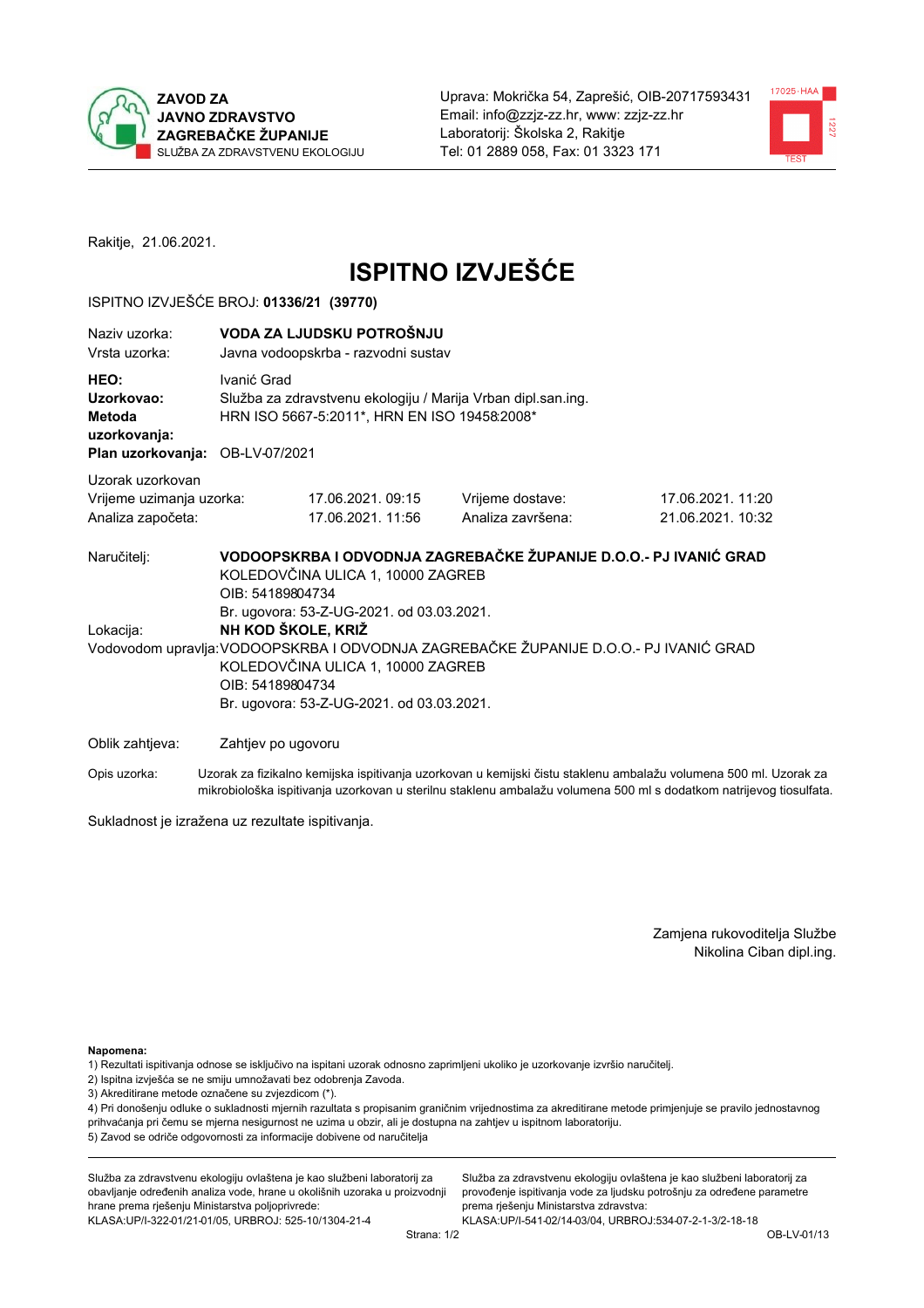**ZAVOD ZA JAVNO ZDRAVSTVO ZAGREBAČKE ŽUPANIJE**
SLUŽBA ZA ZDRAVSTVENU EKOLOGIJU

Uprava: Mokrička 54, Zaprešić, OIB-20717593431
Email: info@zzjz-zz.hr, www: zzjz-zz.hr
Laboratorij: Školska 2, Rakitje
Tel: 01 2889 058, Fax: 01 3323 171

Rakitje, 21.06.2021.

# ISPITNO IZVJEŠĆE

ISPITNO IZVJEŠĆE BROJ: **01336/21 (39770)**

| | |
|---|---|
| Naziv uzorka: | **VODA ZA LJUDSKU POTROŠNJU** |
| Vrsta uzorka: | Javna vodoopskrba - razvodni sustav |
| **HEO:** | Ivanić Grad |
| **Uzorkovao:** | Služba za zdravstvenu ekologiju / Marija Vrban dipl.san.ing. |
| **Metoda uzorkovanja:** | HRN ISO 5667-5:2011*, HRN EN ISO 19458:2008* |
| **Plan uzorkovanja:** | OB-LV-07/2021 |

Uzorak uzorkovan

| | | | |
|---|---|---|---|
| Vrijeme uzimanja uzorka: | 17.06.2021. 09:15 | Vrijeme dostave: | 17.06.2021. 11:20 |
| Analiza započeta: | 17.06.2021. 11:56 | Analiza završena: | 21.06.2021. 10:32 |

Naručitelj: **VODOOPSKRBA I ODVODNJA ZAGREBAČKE ŽUPANIJE D.O.O.- PJ IVANIĆ GRAD**
KOLEDOVČINA ULICA 1, 10000 ZAGREB
OIB: 54189804734
Br. ugovora: 53-Z-UG-2021. od 03.03.2021.

Lokacija: **NH KOD ŠKOLE, KRIŽ**

Vodovodom upravlja: VODOOPSKRBA I ODVODNJA ZAGREBAČKE ŽUPANIJE D.O.O.- PJ IVANIĆ GRAD
KOLEDOVČINA ULICA 1, 10000 ZAGREB
OIB: 54189804734
Br. ugovora: 53-Z-UG-2021. od 03.03.2021.

Oblik zahtjeva: Zahtjev po ugovoru

Opis uzorka: Uzorak za fizikalno kemijska ispitivanja uzorkovan u kemijski čistu staklenu ambalažu volumena 500 ml. Uzorak za mikrobiološka ispitivanja uzorkovan u sterilnu staklenu ambalažu volumena 500 ml s dodatkom natrijevog tiosulfata.

Sukladnost je izražena uz rezultate ispitivanja.

Zamjena rukovoditelja Službe
Nikolina Ciban dipl.ing.

**Napomena:**
1) Rezultati ispitivanja odnose se isključivo na ispitani uzorak odnosno zaprimljeni ukoliko je uzorkovanje izvršio naručitelj.
2) Ispitna izvješća se ne smiju umnožavati bez odobrenja Zavoda.
3) Akreditirane metode označene su zvjezdicom (*).
4) Pri donošenju odluke o sukladnosti mjernih rezultata s propisanim graničnim vrijednostima za akreditirane metode primjenjuje se pravilo jednostavnog prihvaćanja pri čemu se mjerna nesigurnost ne uzima u obzir, ali je dostupna na zahtjev u ispitnom laboratoriju.
5) Zavod se odriče odgovornosti za informacije dobivene od naručitelja

Služba za zdravstvenu ekologiju ovlaštena je kao službeni laboratorij za obavljanje određenih analiza vode, hrane u okolišnih uzoraka u proizvodnji hrane prema rješenju Ministarstva poljoprivrede:
KLASA:UP/I-322-01/21-01/05, URBROJ: 525-10/1304-21-4

Služba za zdravstvenu ekologiju ovlaštena je kao službeni laboratorij za provođenje ispitivanja vode za ljudsku potrošnju za određene parametre prema rješenju Ministarstva zdravstva:
KLASA:UP/I-541-02/14-03/04, URBROJ:534-07-2-1-3/2-18-18

OB-LV-01/13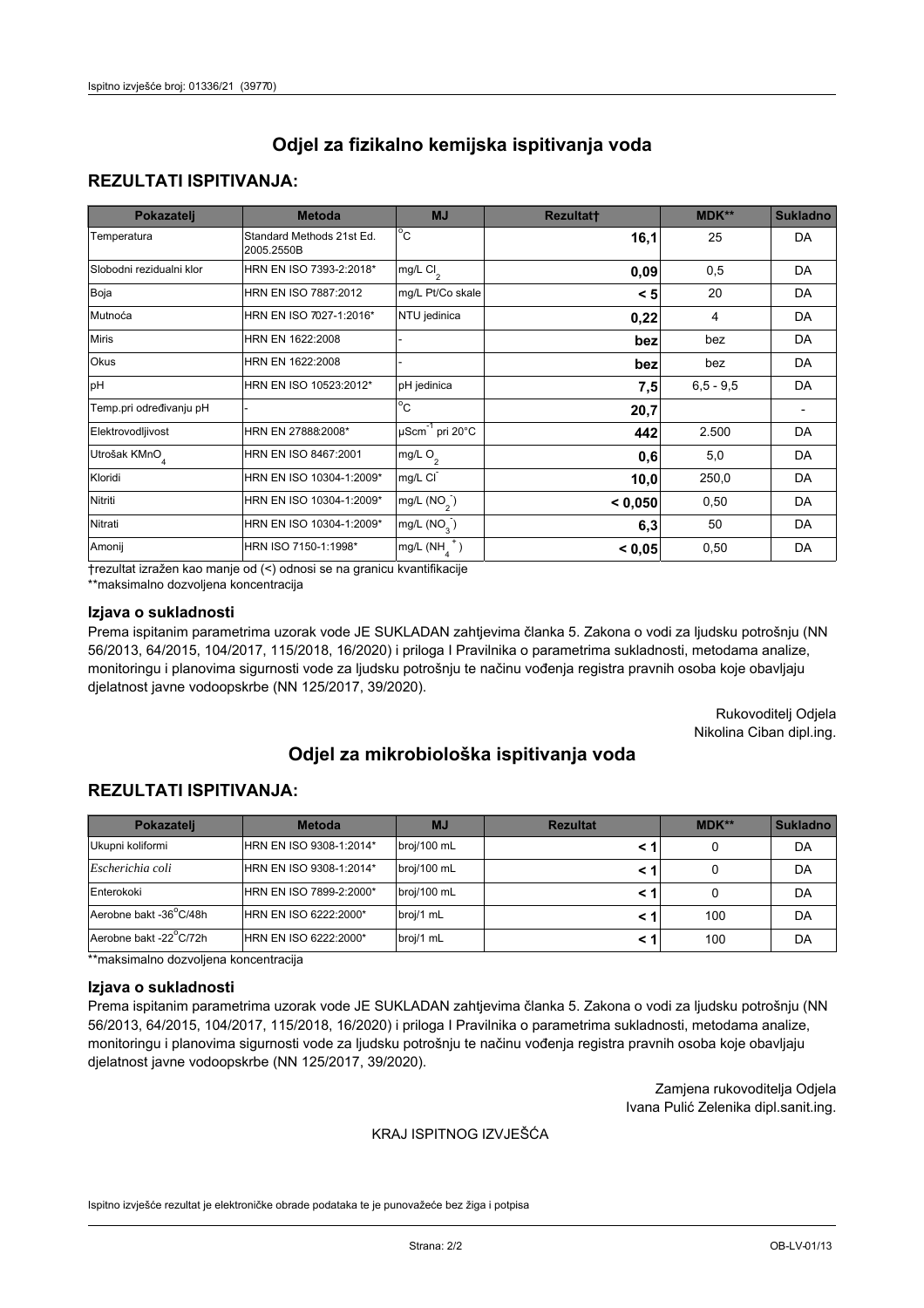# Odjel za fizikalno kemijska ispitivanja voda

## REZULTATI ISPITIVANJA:

| Pokazatelj | Metoda | MJ | Rezultat† | MDK** | Sukladno |
|---|---|---|---|---|---|
| Temperatura | Standard Methods 21st Ed. 2005.2550B | °C | **16,1** | 25 | DA |
| Slobodni rezidualni klor | HRN EN ISO 7393-2:2018* | mg/L $Cl_2$ | **0,09** | 0,5 | DA |
| Boja | HRN EN ISO 7887:2012 | mg/L Pt/Co skale | **< 5** | 20 | DA |
| Mutnoća | HRN EN ISO 7027-1:2016* | NTU jedinica | **0,22** | 4 | DA |
| Miris | HRN EN 1622:2008 | - | **bez** | bez | DA |
| Okus | HRN EN 1622:2008 | - | **bez** | bez | DA |
| pH | HRN EN ISO 10523:2012* | pH jedinica | **7,5** | 6,5 - 9,5 | DA |
| Temp.pri određivanju pH | - | °C | **20,7** | | - |
| Elektrovodljivost | HRN EN 27888:2008* | $\mu Scm^{-1}$ pri 20°C | **442** | 2.500 | DA |
| Utrošak $KMnO_4$ | HRN EN ISO 8467:2001 | mg/L $O_2$ | **0,6** | 5,0 | DA |
| Kloridi | HRN EN ISO 10304-1:2009* | mg/L $Cl^-$ | **10,0** | 250,0 | DA |
| Nitriti | HRN EN ISO 10304-1:2009* | mg/L ($NO_2^-$) | **< 0,050** | 0,50 | DA |
| Nitrati | HRN EN ISO 10304-1:2009* | mg/L ($NO_3^-$) | **6,3** | 50 | DA |
| Amonij | HRN ISO 7150-1:1998* | mg/L ($NH_4^+$) | **< 0,05** | 0,50 | DA |

†rezultat izražen kao manje od (<) odnosi se na granicu kvantifikacije

**maksimalno dozvoljena koncentracija

### Izjava o sukladnosti

Prema ispitanim parametrima uzorak vode JE SUKLADAN zahtjevima članka 5. Zakona o vodi za ljudsku potrošnju (NN 56/2013, 64/2015, 104/2017, 115/2018, 16/2020) i priloga I Pravilnika o parametrima sukladnosti, metodama analize, monitoringu i planovima sigurnosti vode za ljudsku potrošnju te načinu vođenja registra pravnih osoba koje obavljaju djelatnost javne vodoopskrbe (NN 125/2017, 39/2020).

Rukovoditelj Odjela
Nikolina Ciban dipl.ing.

# Odjel za mikrobiološka ispitivanja voda

## REZULTATI ISPITIVANJA:

| Pokazatelj | Metoda | MJ | Rezultat | MDK** | Sukladno |
|---|---|---|---|---|---|
| Ukupni koliformi | HRN EN ISO 9308-1:2014* | broj/100 mL | **< 1** | 0 | DA |
| *Escherichia coli* | HRN EN ISO 9308-1:2014* | broj/100 mL | **< 1** | 0 | DA |
| Enterokoki | HRN EN ISO 7899-2:2000* | broj/100 mL | **< 1** | 0 | DA |
| Aerobne bakt -36°C/48h | HRN EN ISO 6222:2000* | broj/1 mL | **< 1** | 100 | DA |
| Aerobne bakt -22°C/72h | HRN EN ISO 6222:2000* | broj/1 mL | **< 1** | 100 | DA |

**maksimalno dozvoljena koncentracija

### Izjava o sukladnosti

Prema ispitanim parametrima uzorak vode JE SUKLADAN zahtjevima članka 5. Zakona o vodi za ljudsku potrošnju (NN 56/2013, 64/2015, 104/2017, 115/2018, 16/2020) i priloga I Pravilnika o parametrima sukladnosti, metodama analize, monitoringu i planovima sigurnosti vode za ljudsku potrošnju te načinu vođenja registra pravnih osoba koje obavljaju djelatnost javne vodoopskrbe (NN 125/2017, 39/2020).

Zamjena rukovoditelja Odjela
Ivana Pulić Zelenika dipl.sanit.ing.

KRAJ ISPITNOG IZVJEŠĆA

Ispitno izvješće rezultat je elektroničke obrade podataka te je punovažeće bez žiga i potpisa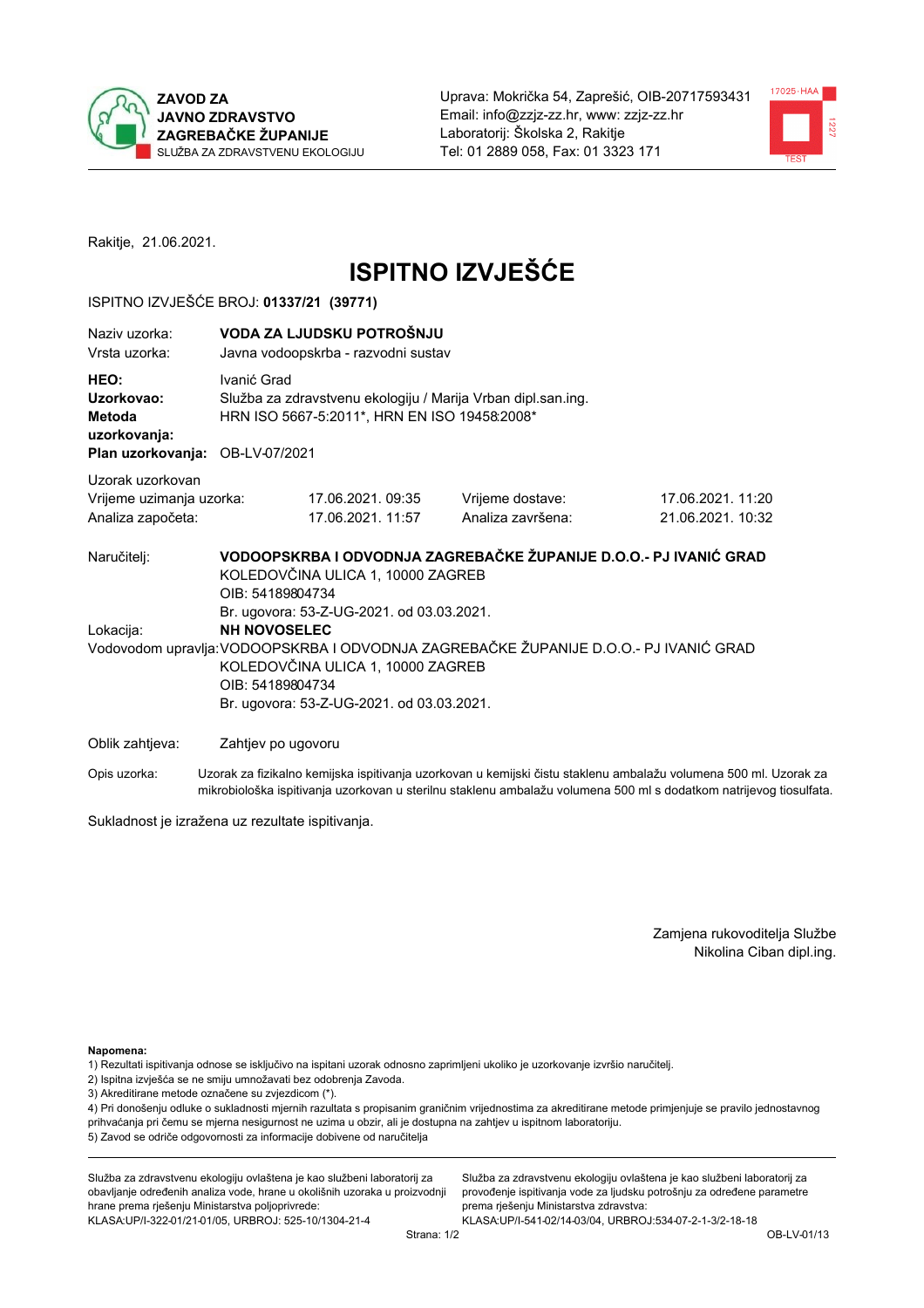**ZAVOD ZA JAVNO ZDRAVSTVO ZAGREBAČKE ŽUPANIJE**
SLUŽBA ZA ZDRAVSTVENU EKOLOGIJU

Uprava: Mokrička 54, Zaprešić, OIB-20717593431
Email: info@zzjz-zz.hr, www: zzjz-zz.hr
Laboratorij: Školska 2, Rakitje
Tel: 01 2889 058, Fax: 01 3323 171

Rakitje, 21.06.2021.

# ISPITNO IZVJEŠĆE

ISPITNO IZVJEŠĆE BROJ: **01337/21 (39771)**

| | |
|---|---|
| Naziv uzorka: | **VODA ZA LJUDSKU POTROŠNJU** |
| Vrsta uzorka: | Javna vodoopskrba - razvodni sustav |
| **HEO:** | Ivanić Grad |
| **Uzorkovao:** | Služba za zdravstvenu ekologiju / Marija Vrban dipl.san.ing. |
| **Metoda uzorkovanja:** | HRN ISO 5667-5:2011\*, HRN EN ISO 19458:2008\* |
| **Plan uzorkovanja:** | OB-LV-07/2021 |

Uzorak uzorkovan

| | | | |
|---|---|---|---|
| Vrijeme uzimanja uzorka: | 17.06.2021. 09:35 | Vrijeme dostave: | 17.06.2021. 11:20 |
| Analiza započeta: | 17.06.2021. 11:57 | Analiza završena: | 21.06.2021. 10:32 |

Naručitelj: **VODOOPSKRBA I ODVODNJA ZAGREBAČKE ŽUPANIJE D.O.O.- PJ IVANIĆ GRAD**
KOLEDOVČINA ULICA 1, 10000 ZAGREB
OIB: 54189804734
Br. ugovora: 53-Z-UG-2021. od 03.03.2021.

Lokacija: **NH NOVOSELEC**

Vodovodom upravlja: VODOOPSKRBA I ODVODNJA ZAGREBAČKE ŽUPANIJE D.O.O.- PJ IVANIĆ GRAD
KOLEDOVČINA ULICA 1, 10000 ZAGREB
OIB: 54189804734
Br. ugovora: 53-Z-UG-2021. od 03.03.2021.

Oblik zahtjeva: Zahtjev po ugovoru

Opis uzorka: Uzorak za fizikalno kemijska ispitivanja uzorkovan u kemijski čistu staklenu ambalažu volumena 500 ml. Uzorak za mikrobiološka ispitivanja uzorkovan u sterilnu staklenu ambalažu volumena 500 ml s dodatkom natrijevog tiosulfata.

Sukladnost je izražena uz rezultate ispitivanja.

Zamjena rukovoditelja Službe
Nikolina Ciban dipl.ing.

**Napomena:**
1) Rezultati ispitivanja odnose se isključivo na ispitani uzorak odnosno zaprimljeni ukoliko je uzorkovanje izvršio naručitelj.
2) Ispitna izvješća se ne smiju umnožavati bez odobrenja Zavoda.
3) Akreditirane metode označene su zvjezdicom (\*).
4) Pri donošenju odluke o sukladnosti mjernih rezultata s propisanim graničnim vrijednostima za akreditirane metode primjenjuje se pravilo jednostavnog prihvaćanja pri čemu se mjerna nesigurnost ne uzima u obzir, ali je dostupna na zahtjev u ispitnom laboratoriju.
5) Zavod se odriče odgovornosti za informacije dobivene od naručitelja

Služba za zdravstvenu ekologiju ovlaštena je kao službeni laboratorij za obavljanje određenih analiza vode, hrane u okolišnih uzoraka u proizvodnji hrane prema rješenju Ministarstva poljoprivrede:
KLASA:UP/I-322-01/21-01/05, URBROJ: 525-10/1304-21-4

Služba za zdravstvenu ekologiju ovlaštena je kao službeni laboratorij za provođenje ispitivanja vode za ljudsku potrošnju za određene parametre prema rješenju Ministarstva zdravstva:
KLASA:UP/I-541-02/14-03/04, URBROJ:534-07-2-1-3/2-18-18

OB-LV-01/13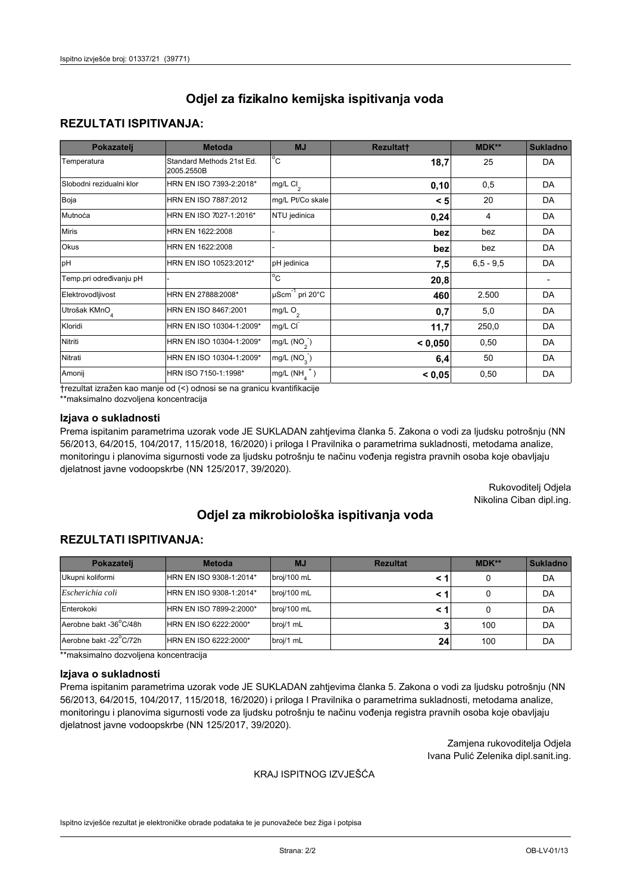## Odjel za fizikalno kemijska ispitivanja voda

### REZULTATI ISPITIVANJA:

| Pokazatelj | Metoda | MJ | Rezultat† | MDK** | Sukladno |
|---|---|---|---|---|---|
| Temperatura | Standard Methods 21st Ed. 2005.2550B | °C | **18,7** | 25 | DA |
| Slobodni rezidualni klor | HRN EN ISO 7393-2:2018* | mg/L $Cl_2$ | **0,10** | 0,5 | DA |
| Boja | HRN EN ISO 7887:2012 | mg/L Pt/Co skale | **< 5** | 20 | DA |
| Mutnoća | HRN EN ISO 7027-1:2016* | NTU jedinica | **0,24** | 4 | DA |
| Miris | HRN EN 1622:2008 | - | **bez** | bez | DA |
| Okus | HRN EN 1622:2008 | - | **bez** | bez | DA |
| pH | HRN EN ISO 10523:2012* | pH jedinica | **7,5** | 6,5 - 9,5 | DA |
| Temp.pri određivanju pH | - | °C | **20,8** | | - |
| Elektrovodljivost | HRN EN 27888:2008* | $\mu Scm^{-1}$ pri 20°C | **460** | 2.500 | DA |
| Utrošak $KMnO_4$ | HRN EN ISO 8467:2001 | mg/L $O_2$ | **0,7** | 5,0 | DA |
| Kloridi | HRN EN ISO 10304-1:2009* | mg/L $Cl^-$ | **11,7** | 250,0 | DA |
| Nitriti | HRN EN ISO 10304-1:2009* | mg/L $(NO_2^-)$ | **< 0,050** | 0,50 | DA |
| Nitrati | HRN EN ISO 10304-1:2009* | mg/L $(NO_3^-)$ | **6,4** | 50 | DA |
| Amonij | HRN ISO 7150-1:1998* | mg/L $(NH_4^+)$ | **< 0,05** | 0,50 | DA |

†rezultat izražen kao manje od (<) odnosi se na granicu kvantifikacije
**maksimalno dozvoljena koncentracija

### Izjava o sukladnosti

Prema ispitanim parametrima uzorak vode JE SUKLADAN zahtjevima članka 5. Zakona o vodi za ljudsku potrošnju (NN 56/2013, 64/2015, 104/2017, 115/2018, 16/2020) i priloga I Pravilnika o parametrima sukladnosti, metodama analize, monitoringu i planovima sigurnosti vode za ljudsku potrošnju te načinu vođenja registra pravnih osoba koje obavljaju djelatnost javne vodoopskrbe (NN 125/2017, 39/2020).

Rukovoditelj Odjela
Nikolina Ciban dipl.ing.

## Odjel za mikrobiološka ispitivanja voda

### REZULTATI ISPITIVANJA:

| Pokazatelj | Metoda | MJ | Rezultat | MDK** | Sukladno |
|---|---|---|---|---|---|
| Ukupni koliformi | HRN EN ISO 9308-1:2014* | broj/100 mL | **< 1** | 0 | DA |
| *Escherichia coli* | HRN EN ISO 9308-1:2014* | broj/100 mL | **< 1** | 0 | DA |
| Enterokoki | HRN EN ISO 7899-2:2000* | broj/100 mL | **< 1** | 0 | DA |
| Aerobne bakt -36°C/48h | HRN EN ISO 6222:2000* | broj/1 mL | **3** | 100 | DA |
| Aerobne bakt -22°C/72h | HRN EN ISO 6222:2000* | broj/1 mL | **24** | 100 | DA |

**maksimalno dozvoljena koncentracija

### Izjava o sukladnosti

Prema ispitanim parametrima uzorak vode JE SUKLADAN zahtjevima članka 5. Zakona o vodi za ljudsku potrošnju (NN 56/2013, 64/2015, 104/2017, 115/2018, 16/2020) i priloga I Pravilnika o parametrima sukladnosti, metodama analize, monitoringu i planovima sigurnosti vode za ljudsku potrošnju te načinu vođenja registra pravnih osoba koje obavljaju djelatnost javne vodoopskrbe (NN 125/2017, 39/2020).

Zamjena rukovoditelja Odjela
Ivana Pulić Zelenika dipl.sanit.ing.

KRAJ ISPITNOG IZVJEŠĆA

Ispitno izvješće rezultat je elektroničke obrade podataka te je punovažeće bez žiga i potpisa